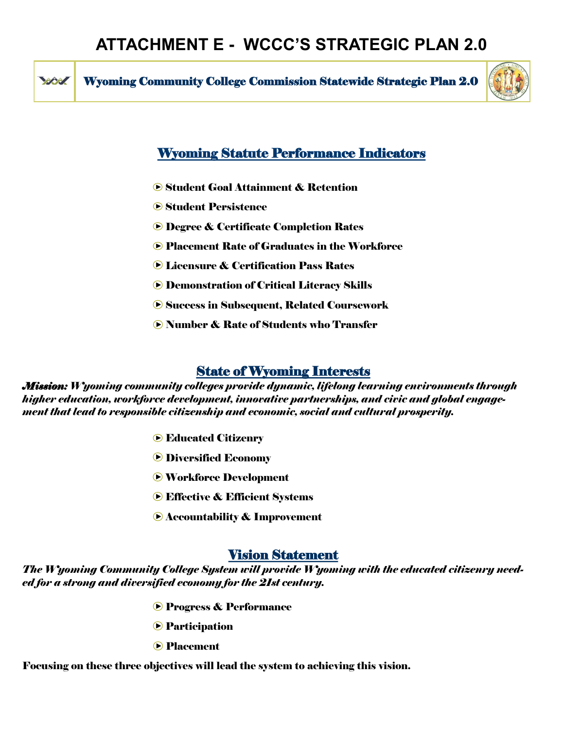# ATTACHMENT E - WCCC'S STRATEGIC PLAN 2.0

**Wyoming Community College Commission Statewide Strategic Plan 2.0**

## Wyoming Statute Performance Indicators

- **Student Goal Attainment & Retention**
- **Student Persistence**
- **Degree & Certificate Completion Rates**
- **Placement Rate of Graduates in the Workforce**
- **Licensure & Certification Pass Rates**
- **Demonstration of Critical Literacy Skills**
- **Success in Subsequent, Related Coursework**
- **Number & Rate of Students who Transfer**

## State of Wyoming Interests

***Mission:** Wyoming community colleges provide dynamic, lifelong learning environments through higher education, workforce development, innovative partnerships, and civic and global engagement that lead to responsible citizenship and economic, social and cultural prosperity.*

- **Educated Citizenry**
- **Diversified Economy**
- **Workforce Development**
- **Effective & Efficient Systems**
- **Accountability & Improvement**

## Vision Statement

*The Wyoming Community College System will provide Wyoming with the educated citizenry needed for a strong and diversified economy for the 21st century.*

- **Progress & Performance**
- **Participation**
- **Placement**

**Focusing on these three objectives will lead the system to achieving this vision.**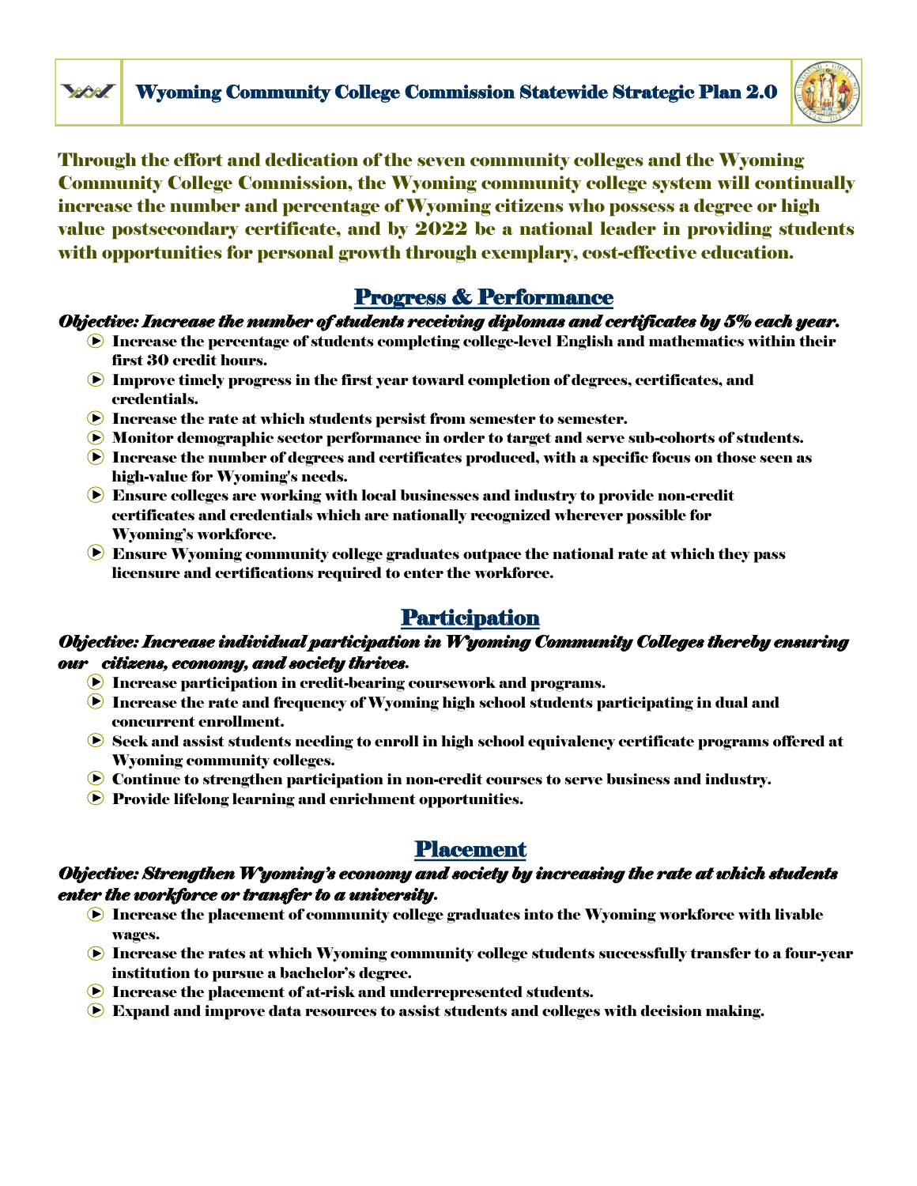# Wyoming Community College Commission Statewide Strategic Plan 2.0

**Through the effort and dedication of the seven community colleges and the Wyoming Community College Commission, the Wyoming community college system will continually increase the number and percentage of Wyoming citizens who possess a degree or high value postsecondary certificate, and by 2022 be a national leader in providing students with opportunities for personal growth through exemplary, cost-effective education.**

## Progress & Performance

***Objective: Increase the number of students receiving diplomas and certificates by 5% each year.***

- **Increase the percentage of students completing college-level English and mathematics within their first 30 credit hours.**
- **Improve timely progress in the first year toward completion of degrees, certificates, and credentials.**
- **Increase the rate at which students persist from semester to semester.**
- **Monitor demographic sector performance in order to target and serve sub-cohorts of students.**
- **Increase the number of degrees and certificates produced, with a specific focus on those seen as high-value for Wyoming's needs.**
- **Ensure colleges are working with local businesses and industry to provide non-credit certificates and credentials which are nationally recognized wherever possible for Wyoming's workforce.**
- **Ensure Wyoming community college graduates outpace the national rate at which they pass licensure and certifications required to enter the workforce.**

## Participation

***Objective: Increase individual participation in Wyoming Community Colleges thereby ensuring our citizens, economy, and society thrives.***

- **Increase participation in credit-bearing coursework and programs.**
- **Increase the rate and frequency of Wyoming high school students participating in dual and concurrent enrollment.**
- **Seek and assist students needing to enroll in high school equivalency certificate programs offered at Wyoming community colleges.**
- **Continue to strengthen participation in non-credit courses to serve business and industry.**
- **Provide lifelong learning and enrichment opportunities.**

## Placement

***Objective: Strengthen Wyoming's economy and society by increasing the rate at which students enter the workforce or transfer to a university.***

- **Increase the placement of community college graduates into the Wyoming workforce with livable wages.**
- **Increase the rates at which Wyoming community college students successfully transfer to a four-year institution to pursue a bachelor's degree.**
- **Increase the placement of at-risk and underrepresented students.**
- **Expand and improve data resources to assist students and colleges with decision making.**